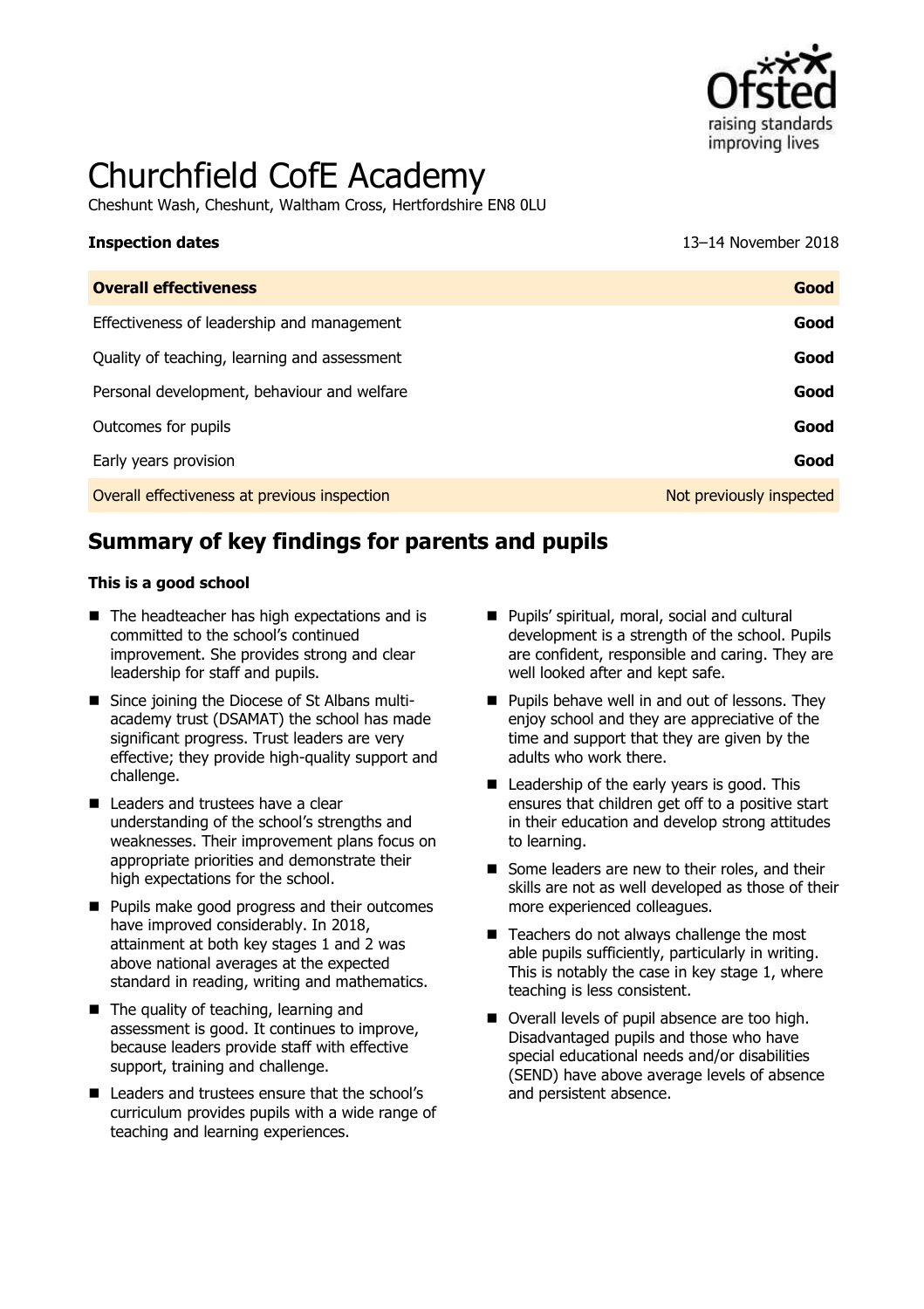# Churchfield CofE Academy

Cheshunt Wash, Cheshunt, Waltham Cross, Hertfordshire EN8 0LU

| **Inspection dates** | 13–14 November 2018 |
| --- | --- |
| **Overall effectiveness** | **Good** |
| Effectiveness of leadership and management | **Good** |
| Quality of teaching, learning and assessment | **Good** |
| Personal development, behaviour and welfare | **Good** |
| Outcomes for pupils | **Good** |
| Early years provision | **Good** |
| Overall effectiveness at previous inspection | Not previously inspected |

## Summary of key findings for parents and pupils

**This is a good school**

- The headteacher has high expectations and is committed to the school's continued improvement. She provides strong and clear leadership for staff and pupils.
- Since joining the Diocese of St Albans multi-academy trust (DSAMAT) the school has made significant progress. Trust leaders are very effective; they provide high-quality support and challenge.
- Leaders and trustees have a clear understanding of the school's strengths and weaknesses. Their improvement plans focus on appropriate priorities and demonstrate their high expectations for the school.
- Pupils make good progress and their outcomes have improved considerably. In 2018, attainment at both key stages 1 and 2 was above national averages at the expected standard in reading, writing and mathematics.
- The quality of teaching, learning and assessment is good. It continues to improve, because leaders provide staff with effective support, training and challenge.
- Leaders and trustees ensure that the school's curriculum provides pupils with a wide range of teaching and learning experiences.
- Pupils' spiritual, moral, social and cultural development is a strength of the school. Pupils are confident, responsible and caring. They are well looked after and kept safe.
- Pupils behave well in and out of lessons. They enjoy school and they are appreciative of the time and support that they are given by the adults who work there.
- Leadership of the early years is good. This ensures that children get off to a positive start in their education and develop strong attitudes to learning.
- Some leaders are new to their roles, and their skills are not as well developed as those of their more experienced colleagues.
- Teachers do not always challenge the most able pupils sufficiently, particularly in writing. This is notably the case in key stage 1, where teaching is less consistent.
- Overall levels of pupil absence are too high. Disadvantaged pupils and those who have special educational needs and/or disabilities (SEND) have above average levels of absence and persistent absence.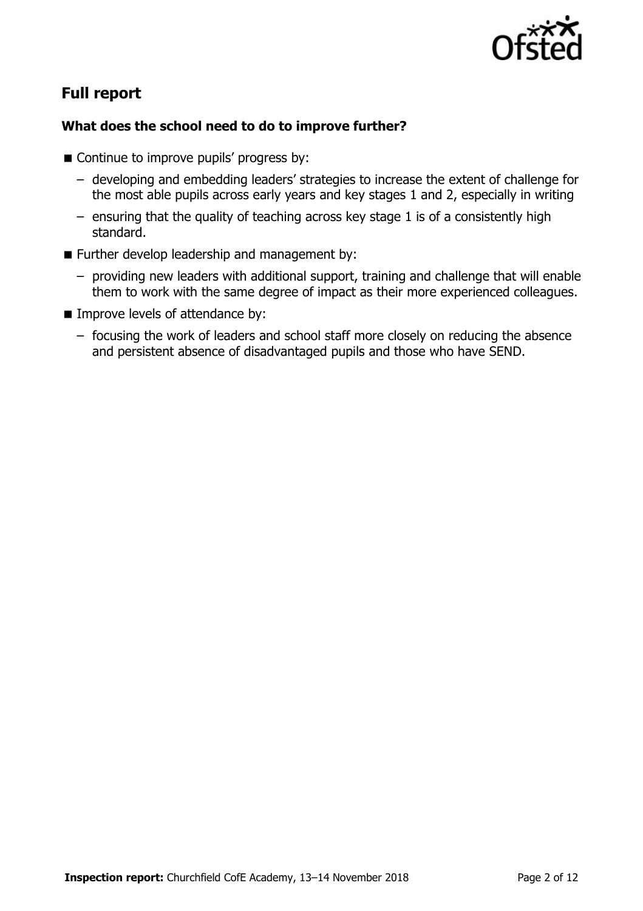## Full report

### What does the school need to do to improve further?

- Continue to improve pupils' progress by:
  - developing and embedding leaders' strategies to increase the extent of challenge for the most able pupils across early years and key stages 1 and 2, especially in writing
  - ensuring that the quality of teaching across key stage 1 is of a consistently high standard.
- Further develop leadership and management by:
  - providing new leaders with additional support, training and challenge that will enable them to work with the same degree of impact as their more experienced colleagues.
- Improve levels of attendance by:
  - focusing the work of leaders and school staff more closely on reducing the absence and persistent absence of disadvantaged pupils and those who have SEND.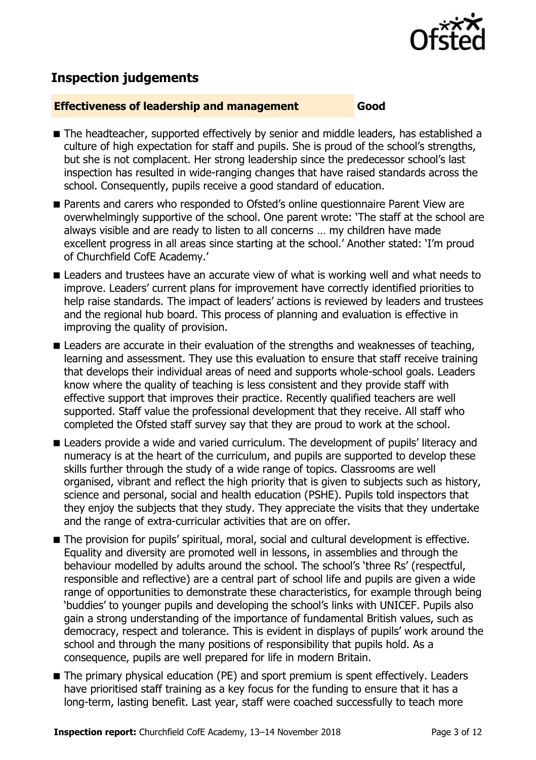## Inspection judgements

**Effectiveness of leadership and management** **Good**

- The headteacher, supported effectively by senior and middle leaders, has established a culture of high expectation for staff and pupils. She is proud of the school's strengths, but she is not complacent. Her strong leadership since the predecessor school's last inspection has resulted in wide-ranging changes that have raised standards across the school. Consequently, pupils receive a good standard of education.
- Parents and carers who responded to Ofsted's online questionnaire Parent View are overwhelmingly supportive of the school. One parent wrote: 'The staff at the school are always visible and are ready to listen to all concerns … my children have made excellent progress in all areas since starting at the school.' Another stated: 'I'm proud of Churchfield CofE Academy.'
- Leaders and trustees have an accurate view of what is working well and what needs to improve. Leaders' current plans for improvement have correctly identified priorities to help raise standards. The impact of leaders' actions is reviewed by leaders and trustees and the regional hub board. This process of planning and evaluation is effective in improving the quality of provision.
- Leaders are accurate in their evaluation of the strengths and weaknesses of teaching, learning and assessment. They use this evaluation to ensure that staff receive training that develops their individual areas of need and supports whole-school goals. Leaders know where the quality of teaching is less consistent and they provide staff with effective support that improves their practice. Recently qualified teachers are well supported. Staff value the professional development that they receive. All staff who completed the Ofsted staff survey say that they are proud to work at the school.
- Leaders provide a wide and varied curriculum. The development of pupils' literacy and numeracy is at the heart of the curriculum, and pupils are supported to develop these skills further through the study of a wide range of topics. Classrooms are well organised, vibrant and reflect the high priority that is given to subjects such as history, science and personal, social and health education (PSHE). Pupils told inspectors that they enjoy the subjects that they study. They appreciate the visits that they undertake and the range of extra-curricular activities that are on offer.
- The provision for pupils' spiritual, moral, social and cultural development is effective. Equality and diversity are promoted well in lessons, in assemblies and through the behaviour modelled by adults around the school. The school's 'three Rs' (respectful, responsible and reflective) are a central part of school life and pupils are given a wide range of opportunities to demonstrate these characteristics, for example through being 'buddies' to younger pupils and developing the school's links with UNICEF. Pupils also gain a strong understanding of the importance of fundamental British values, such as democracy, respect and tolerance. This is evident in displays of pupils' work around the school and through the many positions of responsibility that pupils hold. As a consequence, pupils are well prepared for life in modern Britain.
- The primary physical education (PE) and sport premium is spent effectively. Leaders have prioritised staff training as a key focus for the funding to ensure that it has a long-term, lasting benefit. Last year, staff were coached successfully to teach more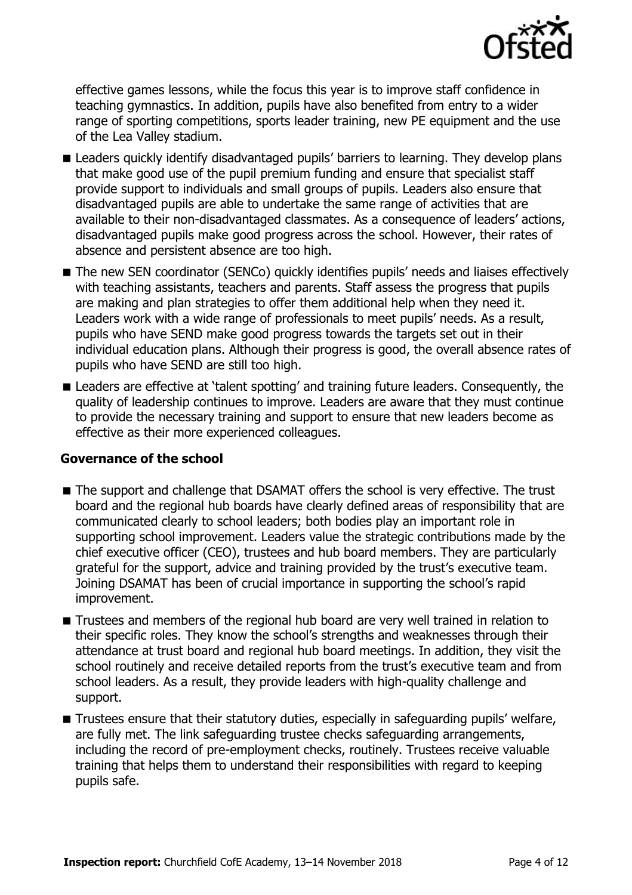effective games lessons, while the focus this year is to improve staff confidence in teaching gymnastics. In addition, pupils have also benefited from entry to a wider range of sporting competitions, sports leader training, new PE equipment and the use of the Lea Valley stadium.

- Leaders quickly identify disadvantaged pupils' barriers to learning. They develop plans that make good use of the pupil premium funding and ensure that specialist staff provide support to individuals and small groups of pupils. Leaders also ensure that disadvantaged pupils are able to undertake the same range of activities that are available to their non-disadvantaged classmates. As a consequence of leaders' actions, disadvantaged pupils make good progress across the school. However, their rates of absence and persistent absence are too high.
- The new SEN coordinator (SENCo) quickly identifies pupils' needs and liaises effectively with teaching assistants, teachers and parents. Staff assess the progress that pupils are making and plan strategies to offer them additional help when they need it. Leaders work with a wide range of professionals to meet pupils' needs. As a result, pupils who have SEND make good progress towards the targets set out in their individual education plans. Although their progress is good, the overall absence rates of pupils who have SEND are still too high.
- Leaders are effective at 'talent spotting' and training future leaders. Consequently, the quality of leadership continues to improve. Leaders are aware that they must continue to provide the necessary training and support to ensure that new leaders become as effective as their more experienced colleagues.

### Governance of the school

- The support and challenge that DSAMAT offers the school is very effective. The trust board and the regional hub boards have clearly defined areas of responsibility that are communicated clearly to school leaders; both bodies play an important role in supporting school improvement. Leaders value the strategic contributions made by the chief executive officer (CEO), trustees and hub board members. They are particularly grateful for the support, advice and training provided by the trust's executive team. Joining DSAMAT has been of crucial importance in supporting the school's rapid improvement.
- Trustees and members of the regional hub board are very well trained in relation to their specific roles. They know the school's strengths and weaknesses through their attendance at trust board and regional hub board meetings. In addition, they visit the school routinely and receive detailed reports from the trust's executive team and from school leaders. As a result, they provide leaders with high-quality challenge and support.
- Trustees ensure that their statutory duties, especially in safeguarding pupils' welfare, are fully met. The link safeguarding trustee checks safeguarding arrangements, including the record of pre-employment checks, routinely. Trustees receive valuable training that helps them to understand their responsibilities with regard to keeping pupils safe.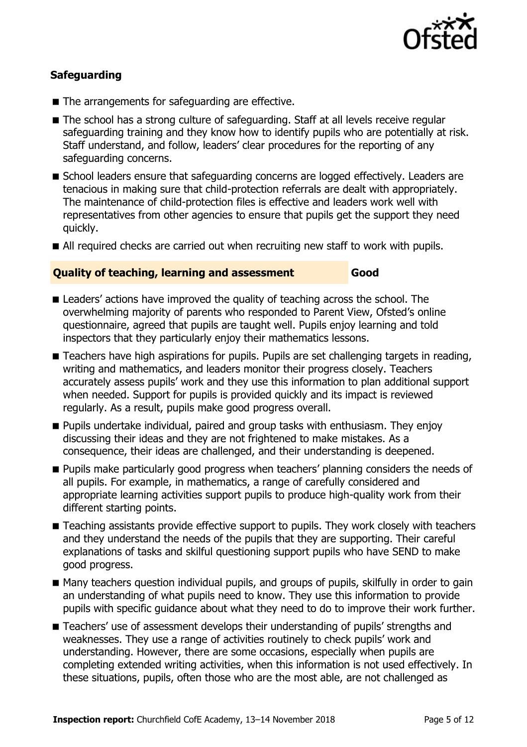### Safeguarding

- The arrangements for safeguarding are effective.
- The school has a strong culture of safeguarding. Staff at all levels receive regular safeguarding training and they know how to identify pupils who are potentially at risk. Staff understand, and follow, leaders' clear procedures for the reporting of any safeguarding concerns.
- School leaders ensure that safeguarding concerns are logged effectively. Leaders are tenacious in making sure that child-protection referrals are dealt with appropriately. The maintenance of child-protection files is effective and leaders work well with representatives from other agencies to ensure that pupils get the support they need quickly.
- All required checks are carried out when recruiting new staff to work with pupils.

### Quality of teaching, learning and assessment — Good

- Leaders' actions have improved the quality of teaching across the school. The overwhelming majority of parents who responded to Parent View, Ofsted's online questionnaire, agreed that pupils are taught well. Pupils enjoy learning and told inspectors that they particularly enjoy their mathematics lessons.
- Teachers have high aspirations for pupils. Pupils are set challenging targets in reading, writing and mathematics, and leaders monitor their progress closely. Teachers accurately assess pupils' work and they use this information to plan additional support when needed. Support for pupils is provided quickly and its impact is reviewed regularly. As a result, pupils make good progress overall.
- Pupils undertake individual, paired and group tasks with enthusiasm. They enjoy discussing their ideas and they are not frightened to make mistakes. As a consequence, their ideas are challenged, and their understanding is deepened.
- Pupils make particularly good progress when teachers' planning considers the needs of all pupils. For example, in mathematics, a range of carefully considered and appropriate learning activities support pupils to produce high-quality work from their different starting points.
- Teaching assistants provide effective support to pupils. They work closely with teachers and they understand the needs of the pupils that they are supporting. Their careful explanations of tasks and skilful questioning support pupils who have SEND to make good progress.
- Many teachers question individual pupils, and groups of pupils, skilfully in order to gain an understanding of what pupils need to know. They use this information to provide pupils with specific guidance about what they need to do to improve their work further.
- Teachers' use of assessment develops their understanding of pupils' strengths and weaknesses. They use a range of activities routinely to check pupils' work and understanding. However, there are some occasions, especially when pupils are completing extended writing activities, when this information is not used effectively. In these situations, pupils, often those who are the most able, are not challenged as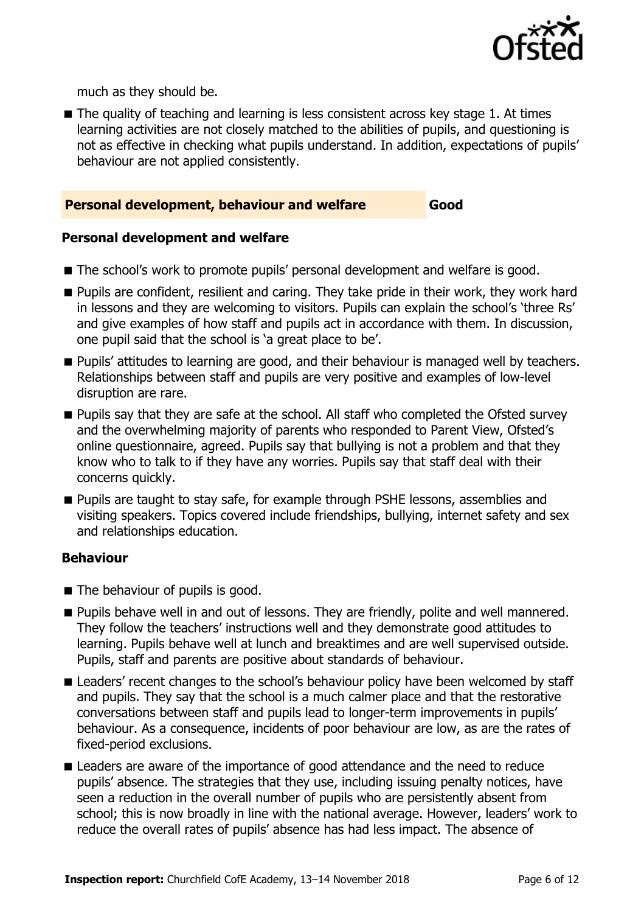much as they should be.

- The quality of teaching and learning is less consistent across key stage 1. At times learning activities are not closely matched to the abilities of pupils, and questioning is not as effective in checking what pupils understand. In addition, expectations of pupils' behaviour are not applied consistently.

## Personal development, behaviour and welfare — Good

### Personal development and welfare

- The school's work to promote pupils' personal development and welfare is good.
- Pupils are confident, resilient and caring. They take pride in their work, they work hard in lessons and they are welcoming to visitors. Pupils can explain the school's 'three Rs' and give examples of how staff and pupils act in accordance with them. In discussion, one pupil said that the school is 'a great place to be'.
- Pupils' attitudes to learning are good, and their behaviour is managed well by teachers. Relationships between staff and pupils are very positive and examples of low-level disruption are rare.
- Pupils say that they are safe at the school. All staff who completed the Ofsted survey and the overwhelming majority of parents who responded to Parent View, Ofsted's online questionnaire, agreed. Pupils say that bullying is not a problem and that they know who to talk to if they have any worries. Pupils say that staff deal with their concerns quickly.
- Pupils are taught to stay safe, for example through PSHE lessons, assemblies and visiting speakers. Topics covered include friendships, bullying, internet safety and sex and relationships education.

### Behaviour

- The behaviour of pupils is good.
- Pupils behave well in and out of lessons. They are friendly, polite and well mannered. They follow the teachers' instructions well and they demonstrate good attitudes to learning. Pupils behave well at lunch and breaktimes and are well supervised outside. Pupils, staff and parents are positive about standards of behaviour.
- Leaders' recent changes to the school's behaviour policy have been welcomed by staff and pupils. They say that the school is a much calmer place and that the restorative conversations between staff and pupils lead to longer-term improvements in pupils' behaviour. As a consequence, incidents of poor behaviour are low, as are the rates of fixed-period exclusions.
- Leaders are aware of the importance of good attendance and the need to reduce pupils' absence. The strategies that they use, including issuing penalty notices, have seen a reduction in the overall number of pupils who are persistently absent from school; this is now broadly in line with the national average. However, leaders' work to reduce the overall rates of pupils' absence has had less impact. The absence of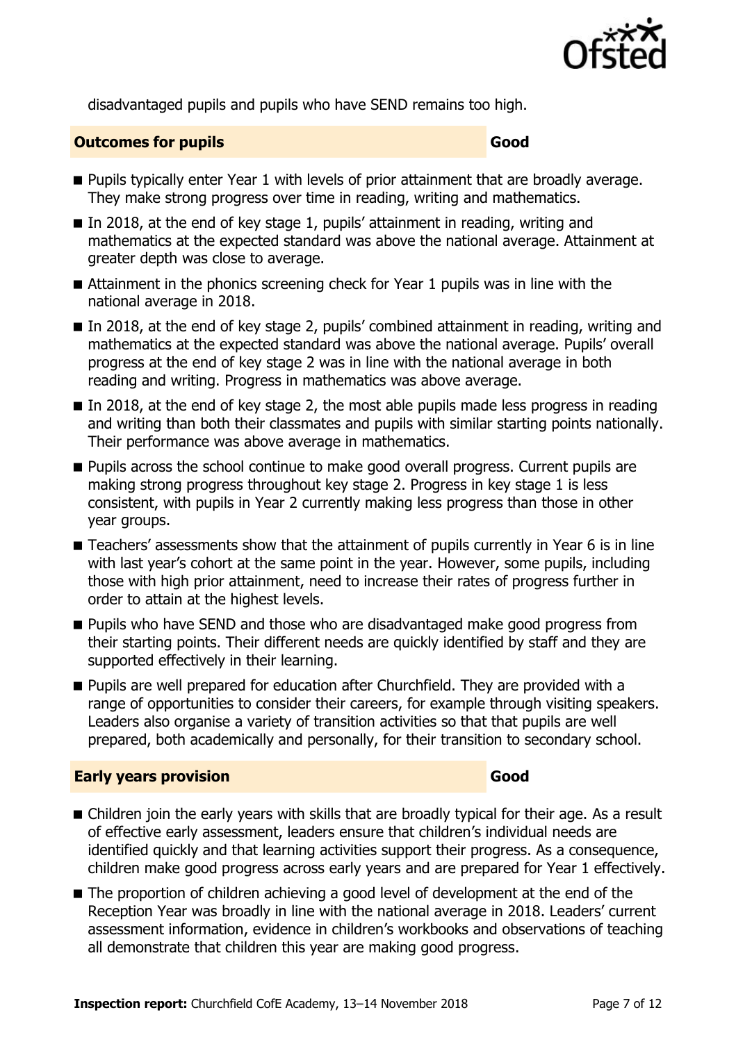disadvantaged pupils and pupils who have SEND remains too high.

### Outcomes for pupils — Good

- Pupils typically enter Year 1 with levels of prior attainment that are broadly average. They make strong progress over time in reading, writing and mathematics.
- In 2018, at the end of key stage 1, pupils' attainment in reading, writing and mathematics at the expected standard was above the national average. Attainment at greater depth was close to average.
- Attainment in the phonics screening check for Year 1 pupils was in line with the national average in 2018.
- In 2018, at the end of key stage 2, pupils' combined attainment in reading, writing and mathematics at the expected standard was above the national average. Pupils' overall progress at the end of key stage 2 was in line with the national average in both reading and writing. Progress in mathematics was above average.
- In 2018, at the end of key stage 2, the most able pupils made less progress in reading and writing than both their classmates and pupils with similar starting points nationally. Their performance was above average in mathematics.
- Pupils across the school continue to make good overall progress. Current pupils are making strong progress throughout key stage 2. Progress in key stage 1 is less consistent, with pupils in Year 2 currently making less progress than those in other year groups.
- Teachers' assessments show that the attainment of pupils currently in Year 6 is in line with last year's cohort at the same point in the year. However, some pupils, including those with high prior attainment, need to increase their rates of progress further in order to attain at the highest levels.
- Pupils who have SEND and those who are disadvantaged make good progress from their starting points. Their different needs are quickly identified by staff and they are supported effectively in their learning.
- Pupils are well prepared for education after Churchfield. They are provided with a range of opportunities to consider their careers, for example through visiting speakers. Leaders also organise a variety of transition activities so that that pupils are well prepared, both academically and personally, for their transition to secondary school.

### Early years provision — Good

- Children join the early years with skills that are broadly typical for their age. As a result of effective early assessment, leaders ensure that children's individual needs are identified quickly and that learning activities support their progress. As a consequence, children make good progress across early years and are prepared for Year 1 effectively.
- The proportion of children achieving a good level of development at the end of the Reception Year was broadly in line with the national average in 2018. Leaders' current assessment information, evidence in children's workbooks and observations of teaching all demonstrate that children this year are making good progress.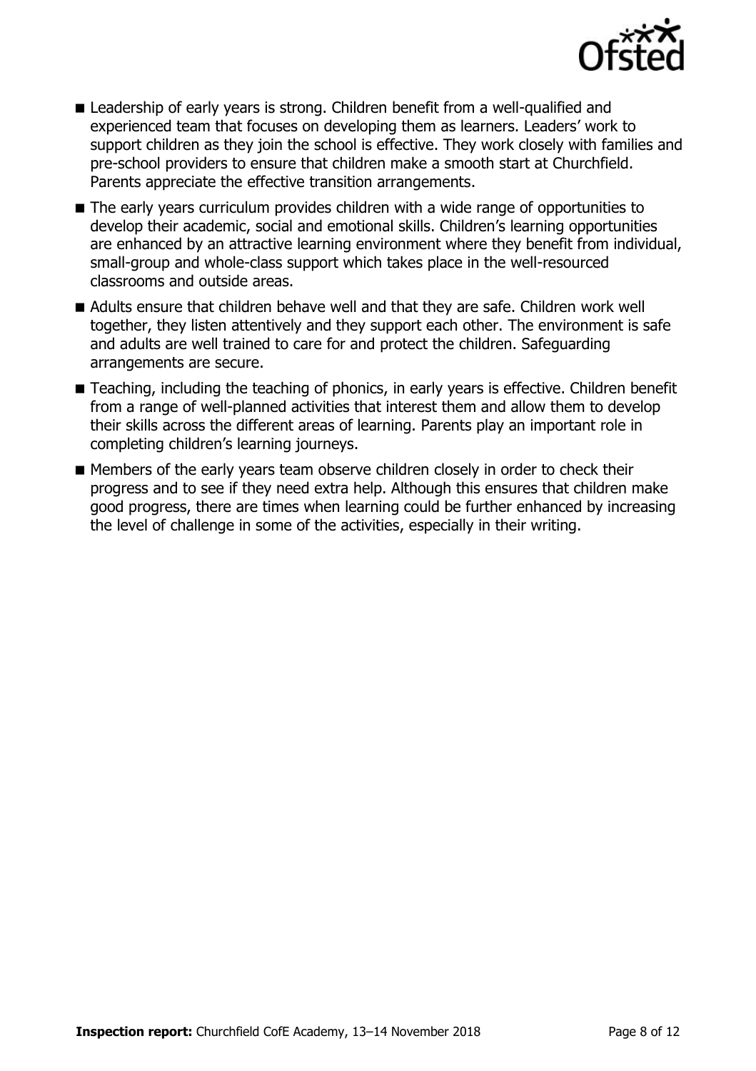- Leadership of early years is strong. Children benefit from a well-qualified and experienced team that focuses on developing them as learners. Leaders' work to support children as they join the school is effective. They work closely with families and pre-school providers to ensure that children make a smooth start at Churchfield. Parents appreciate the effective transition arrangements.
- The early years curriculum provides children with a wide range of opportunities to develop their academic, social and emotional skills. Children's learning opportunities are enhanced by an attractive learning environment where they benefit from individual, small-group and whole-class support which takes place in the well-resourced classrooms and outside areas.
- Adults ensure that children behave well and that they are safe. Children work well together, they listen attentively and they support each other. The environment is safe and adults are well trained to care for and protect the children. Safeguarding arrangements are secure.
- Teaching, including the teaching of phonics, in early years is effective. Children benefit from a range of well-planned activities that interest them and allow them to develop their skills across the different areas of learning. Parents play an important role in completing children's learning journeys.
- Members of the early years team observe children closely in order to check their progress and to see if they need extra help. Although this ensures that children make good progress, there are times when learning could be further enhanced by increasing the level of challenge in some of the activities, especially in their writing.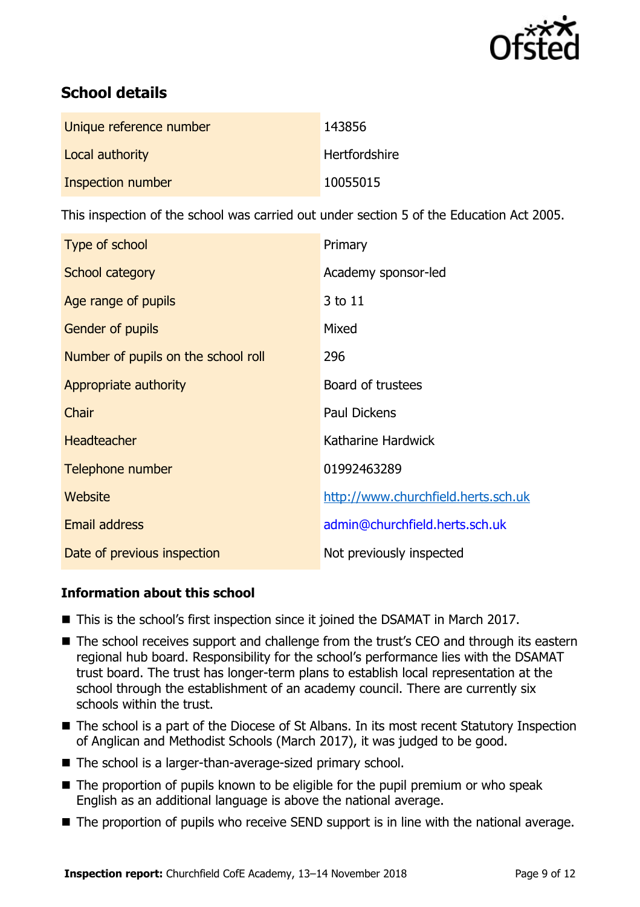## School details

| | |
|---|---|
| Unique reference number | 143856 |
| Local authority | Hertfordshire |
| Inspection number | 10055015 |

This inspection of the school was carried out under section 5 of the Education Act 2005.

| | |
|---|---|
| Type of school | Primary |
| School category | Academy sponsor-led |
| Age range of pupils | 3 to 11 |
| Gender of pupils | Mixed |
| Number of pupils on the school roll | 296 |
| Appropriate authority | Board of trustees |
| Chair | Paul Dickens |
| Headteacher | Katharine Hardwick |
| Telephone number | 01992463289 |
| Website | http://www.churchfield.herts.sch.uk |
| Email address | admin@churchfield.herts.sch.uk |
| Date of previous inspection | Not previously inspected |

### Information about this school

- This is the school's first inspection since it joined the DSAMAT in March 2017.
- The school receives support and challenge from the trust's CEO and through its eastern regional hub board. Responsibility for the school's performance lies with the DSAMAT trust board. The trust has longer-term plans to establish local representation at the school through the establishment of an academy council. There are currently six schools within the trust.
- The school is a part of the Diocese of St Albans. In its most recent Statutory Inspection of Anglican and Methodist Schools (March 2017), it was judged to be good.
- The school is a larger-than-average-sized primary school.
- The proportion of pupils known to be eligible for the pupil premium or who speak English as an additional language is above the national average.
- The proportion of pupils who receive SEND support is in line with the national average.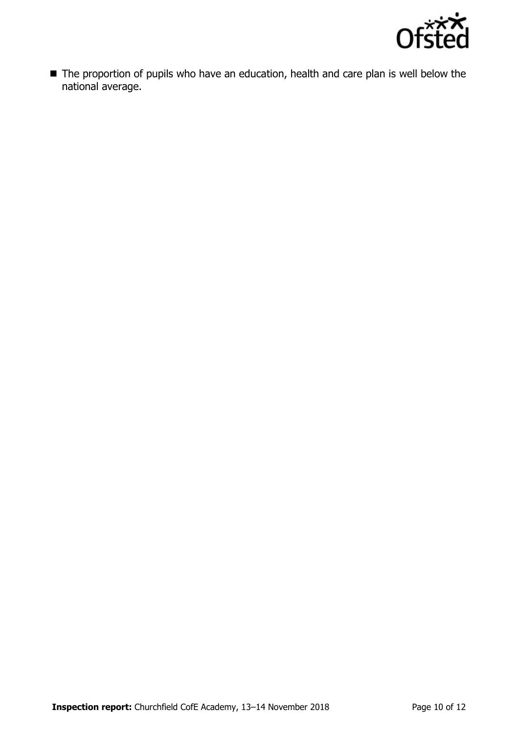- The proportion of pupils who have an education, health and care plan is well below the national average.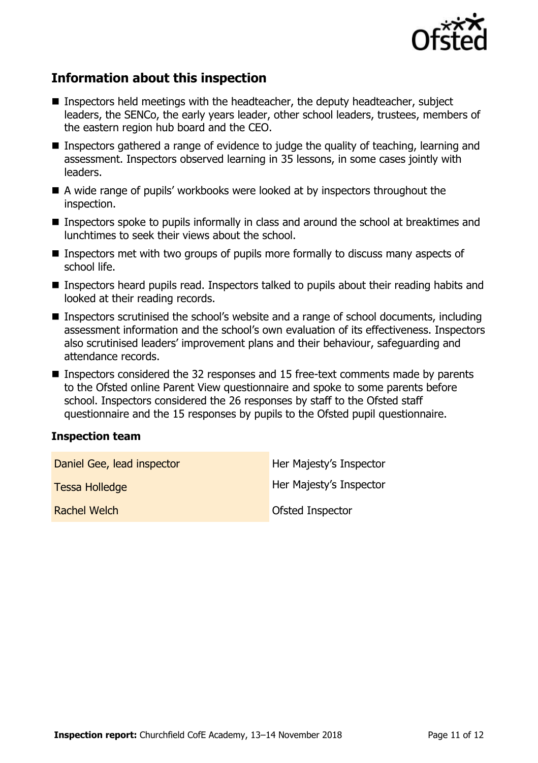## Information about this inspection

- Inspectors held meetings with the headteacher, the deputy headteacher, subject leaders, the SENCo, the early years leader, other school leaders, trustees, members of the eastern region hub board and the CEO.
- Inspectors gathered a range of evidence to judge the quality of teaching, learning and assessment. Inspectors observed learning in 35 lessons, in some cases jointly with leaders.
- A wide range of pupils' workbooks were looked at by inspectors throughout the inspection.
- Inspectors spoke to pupils informally in class and around the school at breaktimes and lunchtimes to seek their views about the school.
- Inspectors met with two groups of pupils more formally to discuss many aspects of school life.
- Inspectors heard pupils read. Inspectors talked to pupils about their reading habits and looked at their reading records.
- Inspectors scrutinised the school's website and a range of school documents, including assessment information and the school's own evaluation of its effectiveness. Inspectors also scrutinised leaders' improvement plans and their behaviour, safeguarding and attendance records.
- Inspectors considered the 32 responses and 15 free-text comments made by parents to the Ofsted online Parent View questionnaire and spoke to some parents before school. Inspectors considered the 26 responses by staff to the Ofsted staff questionnaire and the 15 responses by pupils to the Ofsted pupil questionnaire.

### Inspection team

| | |
|---|---|
| Daniel Gee, lead inspector | Her Majesty's Inspector |
| Tessa Holledge | Her Majesty's Inspector |
| Rachel Welch | Ofsted Inspector |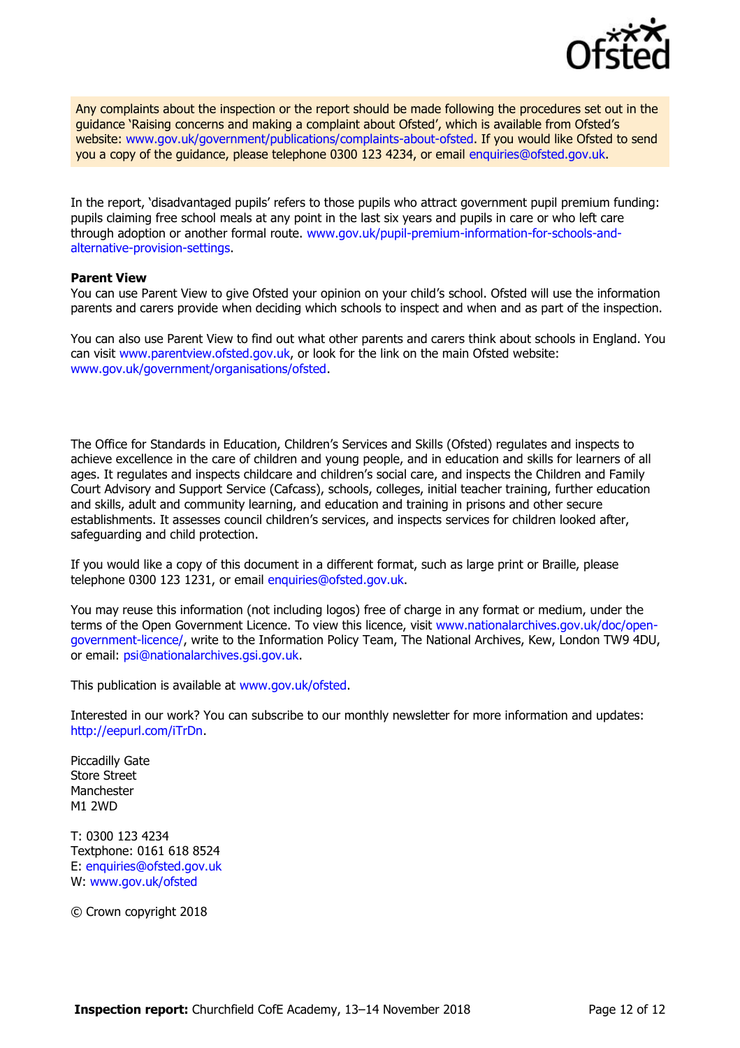Any complaints about the inspection or the report should be made following the procedures set out in the guidance 'Raising concerns and making a complaint about Ofsted', which is available from Ofsted's website: www.gov.uk/government/publications/complaints-about-ofsted. If you would like Ofsted to send you a copy of the guidance, please telephone 0300 123 4234, or email enquiries@ofsted.gov.uk.

In the report, 'disadvantaged pupils' refers to those pupils who attract government pupil premium funding: pupils claiming free school meals at any point in the last six years and pupils in care or who left care through adoption or another formal route. www.gov.uk/pupil-premium-information-for-schools-and-alternative-provision-settings.

**Parent View**

You can use Parent View to give Ofsted your opinion on your child's school. Ofsted will use the information parents and carers provide when deciding which schools to inspect and when and as part of the inspection.

You can also use Parent View to find out what other parents and carers think about schools in England. You can visit www.parentview.ofsted.gov.uk, or look for the link on the main Ofsted website: www.gov.uk/government/organisations/ofsted.

The Office for Standards in Education, Children's Services and Skills (Ofsted) regulates and inspects to achieve excellence in the care of children and young people, and in education and skills for learners of all ages. It regulates and inspects childcare and children's social care, and inspects the Children and Family Court Advisory and Support Service (Cafcass), schools, colleges, initial teacher training, further education and skills, adult and community learning, and education and training in prisons and other secure establishments. It assesses council children's services, and inspects services for children looked after, safeguarding and child protection.

If you would like a copy of this document in a different format, such as large print or Braille, please telephone 0300 123 1231, or email enquiries@ofsted.gov.uk.

You may reuse this information (not including logos) free of charge in any format or medium, under the terms of the Open Government Licence. To view this licence, visit www.nationalarchives.gov.uk/doc/open-government-licence/, write to the Information Policy Team, The National Archives, Kew, London TW9 4DU, or email: psi@nationalarchives.gsi.gov.uk.

This publication is available at www.gov.uk/ofsted.

Interested in our work? You can subscribe to our monthly newsletter for more information and updates: http://eepurl.com/iTrDn.

Piccadilly Gate
Store Street
Manchester
M1 2WD

T: 0300 123 4234
Textphone: 0161 618 8524
E: enquiries@ofsted.gov.uk
W: www.gov.uk/ofsted

© Crown copyright 2018